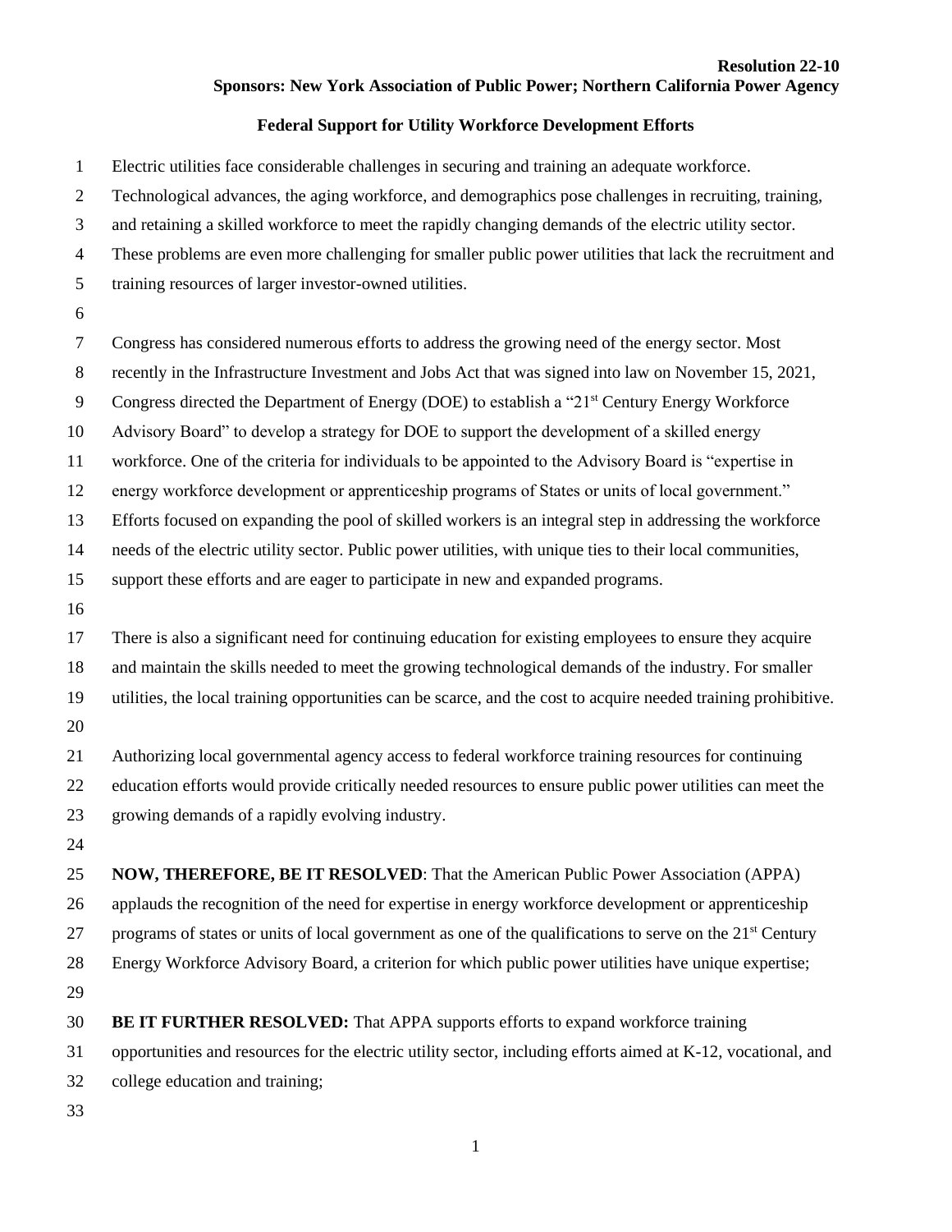**Resolution 22-10**

**Sponsors: New York Association of Public Power; Northern California Power Agency**

**Federal Support for Utility Workforce Development Efforts**

Electric utilities face considerable challenges in securing and training an adequate workforce. Technological advances, the aging workforce, and demographics pose challenges in recruiting, training, and retaining a skilled workforce to meet the rapidly changing demands of the electric utility sector. These problems are even more challenging for smaller public power utilities that lack the recruitment and training resources of larger investor-owned utilities.

Congress has considered numerous efforts to address the growing need of the energy sector. Most recently in the Infrastructure Investment and Jobs Act that was signed into law on November 15, 2021, Congress directed the Department of Energy (DOE) to establish a "21st Century Energy Workforce Advisory Board" to develop a strategy for DOE to support the development of a skilled energy workforce. One of the criteria for individuals to be appointed to the Advisory Board is "expertise in energy workforce development or apprenticeship programs of States or units of local government." Efforts focused on expanding the pool of skilled workers is an integral step in addressing the workforce needs of the electric utility sector. Public power utilities, with unique ties to their local communities, support these efforts and are eager to participate in new and expanded programs.

There is also a significant need for continuing education for existing employees to ensure they acquire and maintain the skills needed to meet the growing technological demands of the industry. For smaller utilities, the local training opportunities can be scarce, and the cost to acquire needed training prohibitive.

Authorizing local governmental agency access to federal workforce training resources for continuing education efforts would provide critically needed resources to ensure public power utilities can meet the growing demands of a rapidly evolving industry.

**NOW, THEREFORE, BE IT RESOLVED**: That the American Public Power Association (APPA) applauds the recognition of the need for expertise in energy workforce development or apprenticeship programs of states or units of local government as one of the qualifications to serve on the 21st Century Energy Workforce Advisory Board, a criterion for which public power utilities have unique expertise;

**BE IT FURTHER RESOLVED:** That APPA supports efforts to expand workforce training opportunities and resources for the electric utility sector, including efforts aimed at K-12, vocational, and college education and training;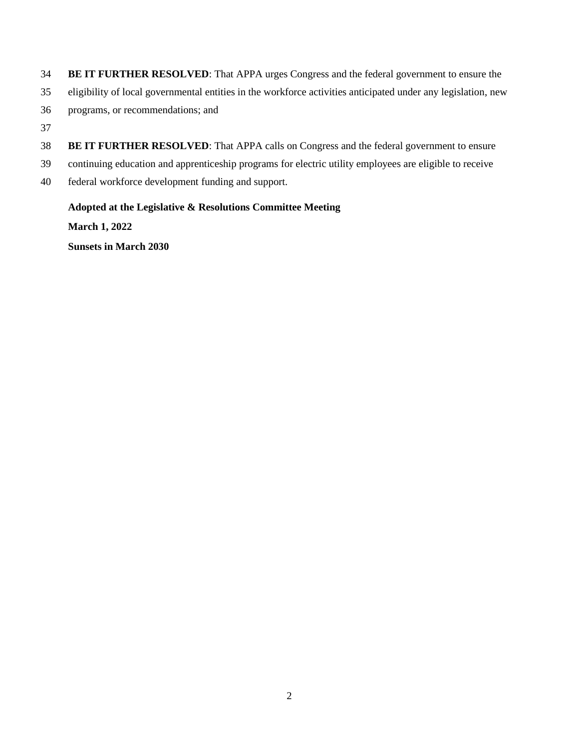**BE IT FURTHER RESOLVED**: That APPA urges Congress and the federal government to ensure the eligibility of local governmental entities in the workforce activities anticipated under any legislation, new programs, or recommendations; and

**BE IT FURTHER RESOLVED**: That APPA calls on Congress and the federal government to ensure continuing education and apprenticeship programs for electric utility employees are eligible to receive federal workforce development funding and support.

**Adopted at the Legislative & Resolutions Committee Meeting**

**March 1, 2022**

**Sunsets in March 2030**